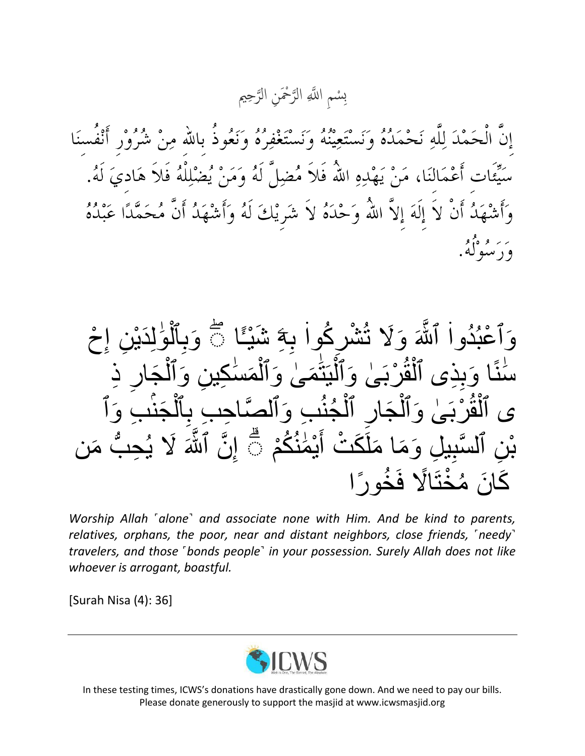بِسْمِ اللَّهِ الرَّحْمَنِ الرَّحِيمِ

إِنَّ الْحَمْدَ لِلَّهِ نَحْمَدُهُ وَنَسْتَعِيْنُهُ وَنَسْتَغْفِرُهُ وَنَعُوذُ بِاللهِ مِنْ شُرُوْرِ أَنْفُسِنَا سَيِّئَاتِ أَعْمَالِنَا، مَنْ يَهْدِهِ اللهُ فَلاَ مُضِلَّ لَهُ وَمَنْ يُضْلِلْهُ فَلاَ هَادِيَ لَهُ. وَأَشْهَدُ أَنْ لاَ إِلَهَ إِلاَّ اللهُ وَحْدَهُ لاَ شَرِيْكَ لَهُ وَأَشْهَدُ أَنَّ مُحَمَّدًا عَبْدُهُ وَرَسُوْلُهُ.

وَٱعْبُدُوا۟ ٱللَّهَ وَلَا تُشْرِكُوا۟ بِهِۦ شَيْـًٔا ۖ وَبِٱلْوَٰلِدَيْنِ إِحْسَٰنًا وَبِذِى ٱلْقُرْبَىٰ وَٱلْيَتَٰمَىٰ وَٱلْمَسَٰكِينِ وَٱلْجَارِ ذِى ٱلْقُرْبَىٰ وَٱلْجَارِ ٱلْجُنُبِ وَٱلصَّاحِبِ بِٱلْجَنۢبِ وَٱبْنِ ٱلسَّبِيلِ وَمَا مَلَكَتْ أَيْمَٰنُكُمْ ۗ إِنَّ ٱللَّهَ لَا يُحِبُّ مَن كَانَ مُخْتَالًا فَخُورًا

*Worship Allah ⌜alone⌝ and associate none with Him. And be kind to parents, relatives, orphans, the poor, near and distant neighbors, close friends, ⌜needy⌝ travelers, and those ⌜bonds people⌝ in your possession. Surely Allah does not like whoever is arrogant, boastful.*

[Surah Nisa (4): 36]

---

In these testing times, ICWS's donations have drastically gone down. And we need to pay our bills. Please donate generously to support the masjid at www.icwsmasjid.org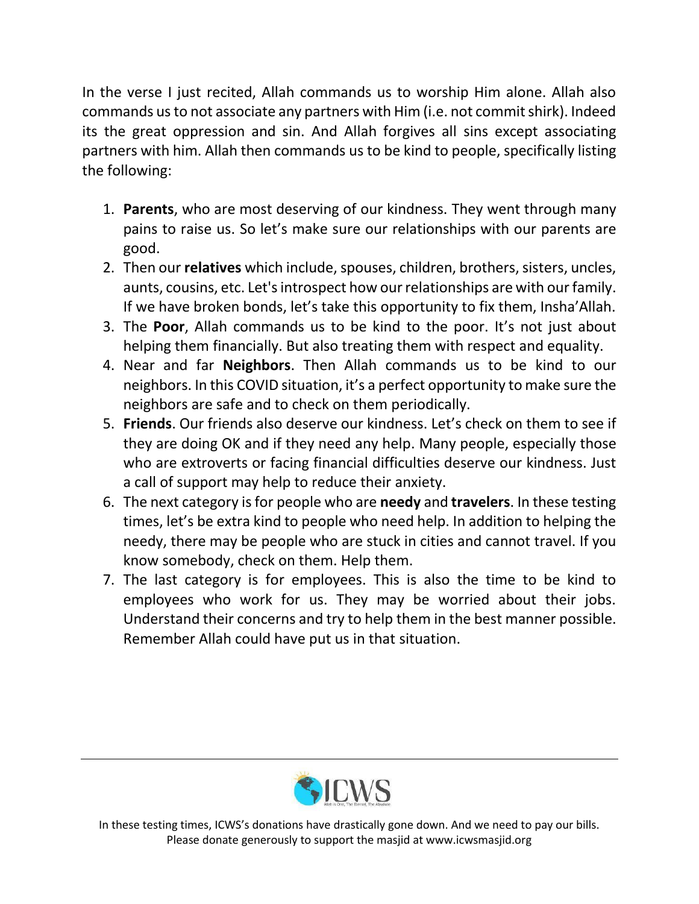In the verse I just recited, Allah commands us to worship Him alone. Allah also commands us to not associate any partners with Him (i.e. not commit shirk). Indeed its the great oppression and sin. And Allah forgives all sins except associating partners with him. Allah then commands us to be kind to people, specifically listing the following:

1. **Parents**, who are most deserving of our kindness. They went through many pains to raise us. So let's make sure our relationships with our parents are good.
2. Then our **relatives** which include, spouses, children, brothers, sisters, uncles, aunts, cousins, etc. Let's introspect how our relationships are with our family. If we have broken bonds, let's take this opportunity to fix them, Insha'Allah.
3. The **Poor**, Allah commands us to be kind to the poor. It's not just about helping them financially. But also treating them with respect and equality.
4. Near and far **Neighbors**. Then Allah commands us to be kind to our neighbors. In this COVID situation, it's a perfect opportunity to make sure the neighbors are safe and to check on them periodically.
5. **Friends**. Our friends also deserve our kindness. Let's check on them to see if they are doing OK and if they need any help. Many people, especially those who are extroverts or facing financial difficulties deserve our kindness. Just a call of support may help to reduce their anxiety.
6. The next category is for people who are **needy** and **travelers**. In these testing times, let's be extra kind to people who need help. In addition to helping the needy, there may be people who are stuck in cities and cannot travel. If you know somebody, check on them. Help them.
7. The last category is for employees. This is also the time to be kind to employees who work for us. They may be worried about their jobs. Understand their concerns and try to help them in the best manner possible. Remember Allah could have put us in that situation.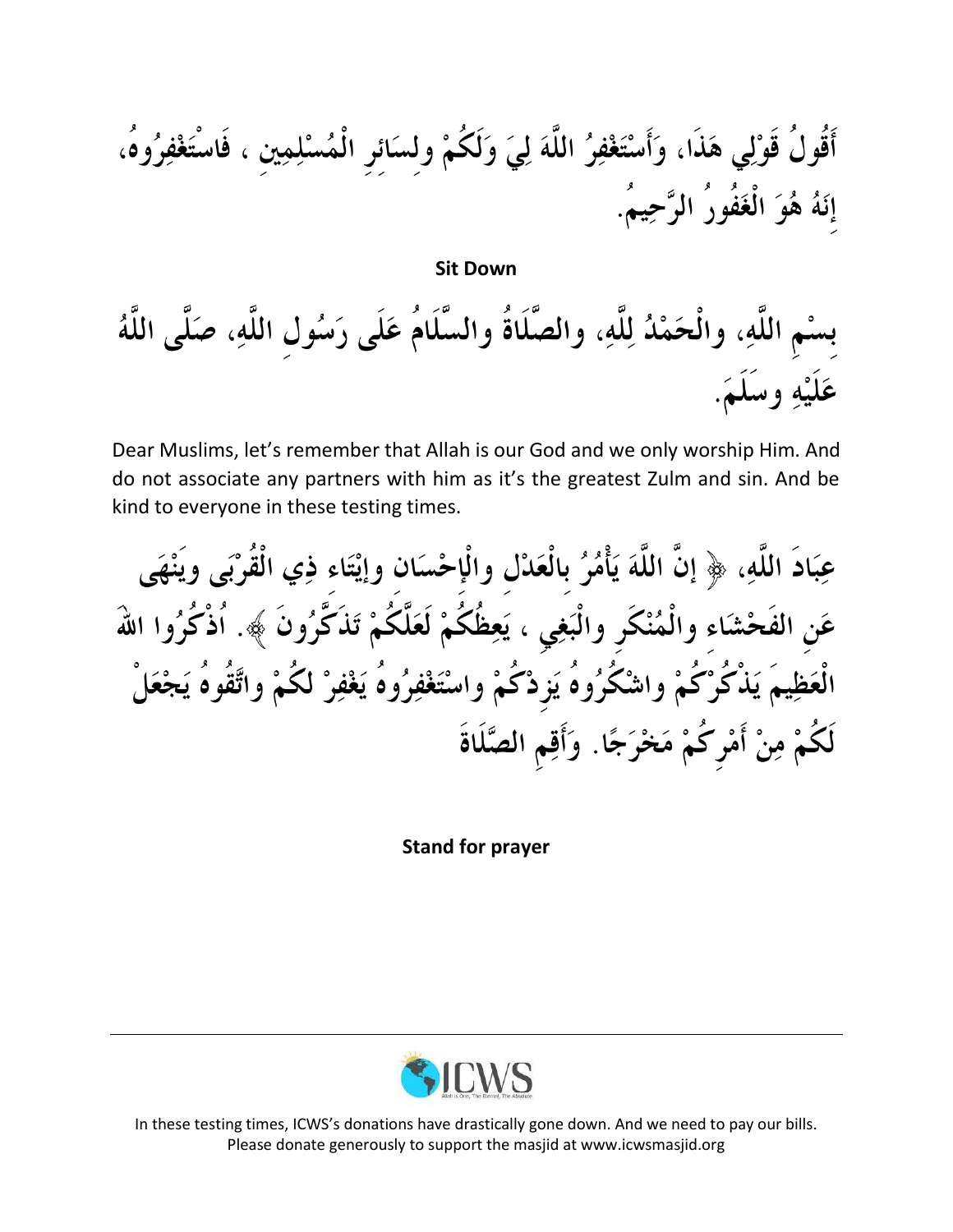أَقُولُ قَوْلِي هَذَا، وَأَسْتَغْفِرُ اللَّهَ لِيَ وَلَكُمْ ولِسَائِرِ الْمُسْلِمِين ، فَاسْتَغْفِرُوه، إِنَهُ هُوَ الْغَفُورُ الرَّحِيمُ.

**Sit Down**

بِسْمِ اللَّهِ، والْحَمْدُ لِلَّهِ، والصَّلَاةُ والسَّلَامُ عَلَى رَسُولِ اللَّهِ، صَلَّى اللَّهُ عَلَيْهِ وسَلَمَ.

Dear Muslims, let's remember that Allah is our God and we only worship Him. And do not associate any partners with him as it's the greatest Zulm and sin. And be kind to everyone in these testing times.

عِبَادَ اللَّهِ، ﴿ إنَّ اللَّهَ يَأْمُرُ بالْعَدْلِ والْإِحْسَان وإِيْتَاء ذِي الْقُرْبَى ويَنْهَى عَنِ الفَحْشَاء والْمُنْكَرِ والْبَغِي ، يَعِظُكُمْ لَعَلَّكُمْ تَذَكَّرُونَ ﴾. اُذْكُرُوا اللهَ الْعَظِيمَ يَذْكُرْكُمْ واشْكُرُوهُ يَزِدْكُمْ واسْتَغْفِرُوهُ يَغْفِرْ لكُمْ واتَّقُوه يَجْعَلْ لَكُمْ مِنْ أَمْرِكُمْ مَخرَجًا. وَأَقِمِ الصَّلَاةَ

**Stand for prayer**

In these testing times, ICWS's donations have drastically gone down. And we need to pay our bills. Please donate generously to support the masjid at www.icwsmasjid.org